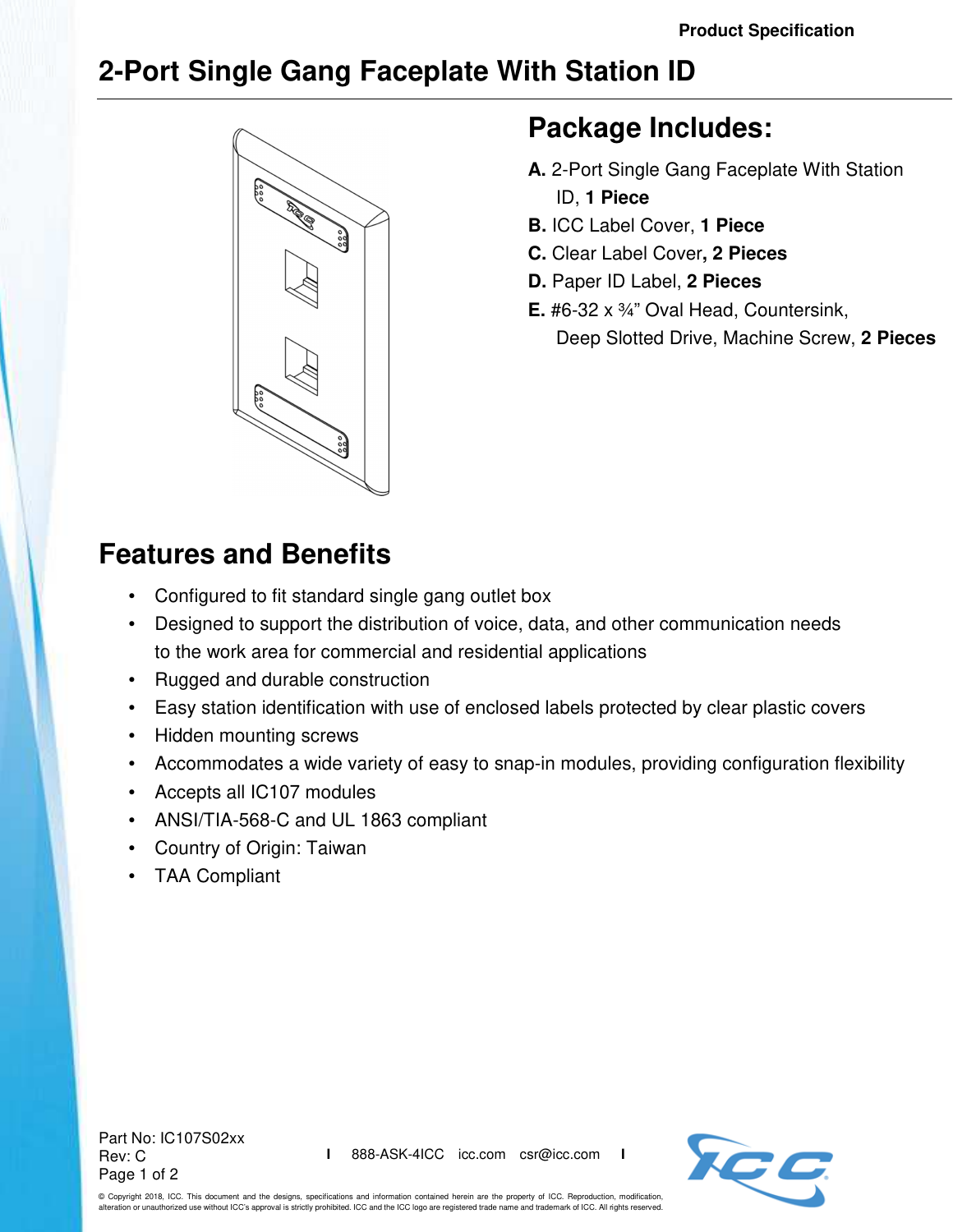# 2-Port Single Gang Faceplate With Station ID

## Package Includes:

**A.** 2-Port Single Gang Faceplate With Station ID, **1 Piece**
**B.** ICC Label Cover, **1 Piece**
**C.** Clear Label Cover**, 2 Pieces**
**D.** Paper ID Label, **2 Pieces**
**E.** #6-32 x ¾" Oval Head, Countersink, Deep Slotted Drive, Machine Screw, **2 Pieces**

## Features and Benefits

- Configured to fit standard single gang outlet box
- Designed to support the distribution of voice, data, and other communication needs to the work area for commercial and residential applications
- Rugged and durable construction
- Easy station identification with use of enclosed labels protected by clear plastic covers
- Hidden mounting screws
- Accommodates a wide variety of easy to snap-in modules, providing configuration flexibility
- Accepts all IC107 modules
- ANSI/TIA-568-C and UL 1863 compliant
- Country of Origin: Taiwan
- TAA Compliant

Part No: IC107S02xx
Rev: C

888-ASK-4ICC icc.com csr@icc.com

© Copyright 2018, ICC. This document and the designs, specifications and information contained herein are the property of ICC. Reproduction, modification, alteration or unauthorized use without ICC's approval is strictly prohibited. ICC and the ICC logo are registered trade name and trademark of ICC. All rights reserved.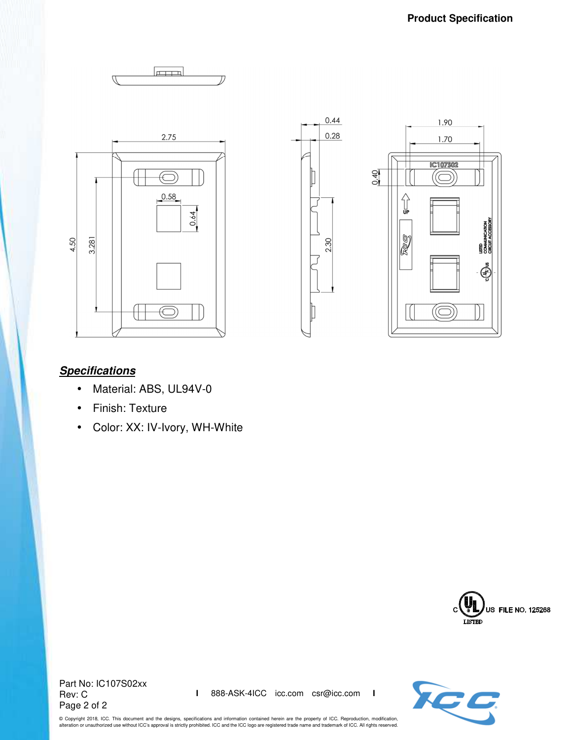Product Specification

2.75

4.50

3.281

0.58

0.64

0.44

0.28

2.30

1.90

1.70

0.40

IC107S02

UP

LISTED COMMUNICATION CIRCUIT ACCESSORY

## ***Specifications***

- Material: ABS, UL94V-0
- Finish: Texture
- Color: XX: IV-Ivory, WH-White

C UL US LISTED FILE NO. 125268

Part No: IC107S02xx
Rev: C

888-ASK-4ICC icc.com csr@icc.com

© Copyright 2018, ICC. This document and the designs, specifications and information contained herein are the property of ICC. Reproduction, modification, alteration or unauthorized use without ICC's approval is strictly prohibited. ICC and the ICC logo are registered trade name and trademark of ICC. All rights reserved.